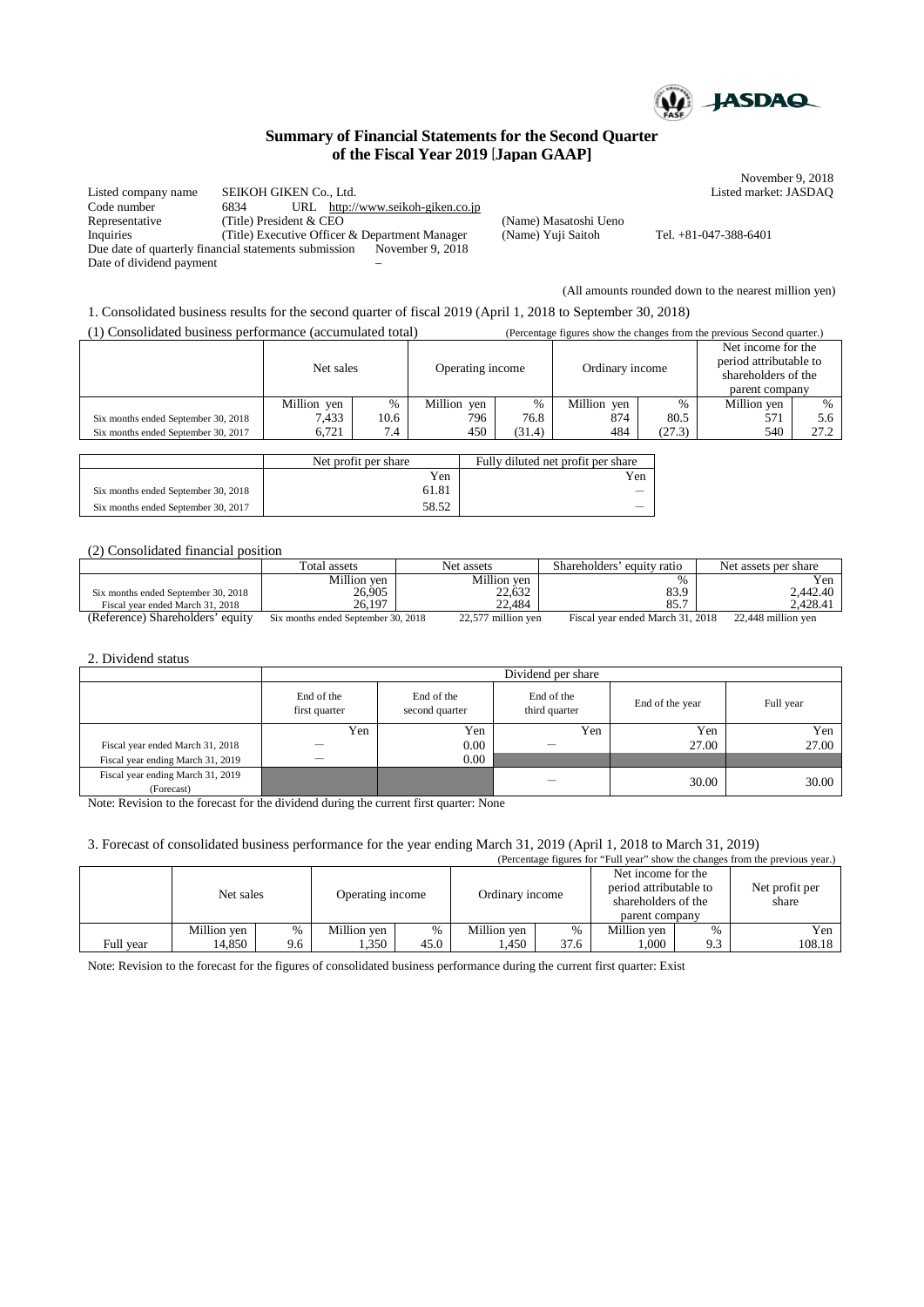# Summary of Financial Statements for the Second Quarter of the Fiscal Year 2019 [Japan GAAP]

November 9, 2018

| | | | |
|---|---|---|---|
| Listed company name | SEIKOH GIKEN Co., Ltd. | | Listed market: JASDAQ |
| Code number | 6834 URL http://www.seikoh-giken.co.jp | | |
| Representative | (Title) President & CEO | (Name) Masatoshi Ueno | |
| Inquiries | (Title) Executive Officer & Department Manager | (Name) Yuji Saitoh | Tel. +81-047-388-6401 |
| Due date of quarterly financial statements submission | November 9, 2018 | | |
| Date of dividend payment | – | | |

(All amounts rounded down to the nearest million yen)

## 1. Consolidated business results for the second quarter of fiscal 2019 (April 1, 2018 to September 30, 2018)

### (1) Consolidated business performance (accumulated total)

(Percentage figures show the changes from the previous Second quarter.)

| | Net sales | | Operating income | | Ordinary income | | Net income for the period attributable to shareholders of the parent company | |
|---|---|---|---|---|---|---|---|---|
| | Million yen | % | Million yen | % | Million yen | % | Million yen | % |
| Six months ended September 30, 2018 | 7,433 | 10.6 | 796 | 76.8 | 874 | 80.5 | 571 | 5.6 |
| Six months ended September 30, 2017 | 6,721 | 7.4 | 450 | (31.4) | 484 | (27.3) | 540 | 27.2 |

| | Net profit per share | Fully diluted net profit per share |
|---|---|---|
| | Yen | Yen |
| Six months ended September 30, 2018 | 61.81 | — |
| Six months ended September 30, 2017 | 58.52 | — |

### (2) Consolidated financial position

| | Total assets | Net assets | Shareholders' equity ratio | Net assets per share |
|---|---|---|---|---|
| | Million yen | Million yen | % | Yen |
| Six months ended September 30, 2018 | 26,905 | 22,632 | 83.9 | 2,442.40 |
| Fiscal year ended March 31, 2018 | 26,197 | 22,484 | 85.7 | 2,428.41 |

(Reference) Shareholders' equity Six months ended September 30, 2018 22,577 million yen Fiscal year ended March 31, 2018 22,448 million yen

## 2. Dividend status

| | Dividend per share | | | | |
|---|---|---|---|---|---|
| | End of the first quarter | End of the second quarter | End of the third quarter | End of the year | Full year |
| | Yen | Yen | Yen | Yen | Yen |
| Fiscal year ended March 31, 2018 | — | 0.00 | — | 27.00 | 27.00 |
| Fiscal year ending March 31, 2019 | — | 0.00 | | | |
| Fiscal year ending March 31, 2019 (Forecast) | | | — | 30.00 | 30.00 |

Note: Revision to the forecast for the dividend during the current first quarter: None

## 3. Forecast of consolidated business performance for the year ending March 31, 2019 (April 1, 2018 to March 31, 2019)

(Percentage figures for "Full year" show the changes from the previous year.)

| | Net sales | | Operating income | | Ordinary income | | Net income for the period attributable to shareholders of the parent company | | Net profit per share |
|---|---|---|---|---|---|---|---|---|---|
| | Million yen | % | Million yen | % | Million yen | % | Million yen | % | Yen |
| Full year | 14,850 | 9.6 | 1,350 | 45.0 | 1,450 | 37.6 | 1,000 | 9.3 | 108.18 |

Note: Revision to the forecast for the figures of consolidated business performance during the current first quarter: Exist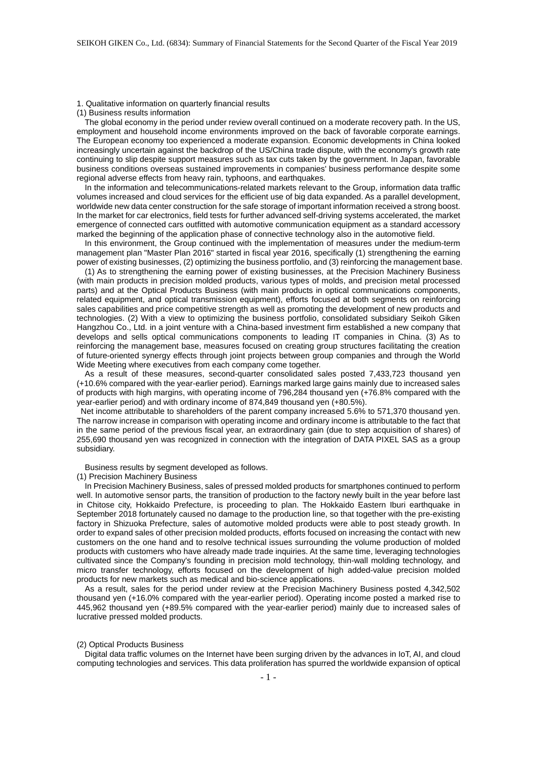## 1. Qualitative information on quarterly financial results

### (1) Business results information

The global economy in the period under review overall continued on a moderate recovery path. In the US, employment and household income environments improved on the back of favorable corporate earnings. The European economy too experienced a moderate expansion. Economic developments in China looked increasingly uncertain against the backdrop of the US/China trade dispute, with the economy's growth rate continuing to slip despite support measures such as tax cuts taken by the government. In Japan, favorable business conditions overseas sustained improvements in companies' business performance despite some regional adverse effects from heavy rain, typhoons, and earthquakes.

In the information and telecommunications-related markets relevant to the Group, information data traffic volumes increased and cloud services for the efficient use of big data expanded. As a parallel development, worldwide new data center construction for the safe storage of important information received a strong boost. In the market for car electronics, field tests for further advanced self-driving systems accelerated, the market emergence of connected cars outfitted with automotive communication equipment as a standard accessory marked the beginning of the application phase of connective technology also in the automotive field.

In this environment, the Group continued with the implementation of measures under the medium-term management plan "Master Plan 2016" started in fiscal year 2016, specifically (1) strengthening the earning power of existing businesses, (2) optimizing the business portfolio, and (3) reinforcing the management base.

(1) As to strengthening the earning power of existing businesses, at the Precision Machinery Business (with main products in precision molded products, various types of molds, and precision metal processed parts) and at the Optical Products Business (with main products in optical communications components, related equipment, and optical transmission equipment), efforts focused at both segments on reinforcing sales capabilities and price competitive strength as well as promoting the development of new products and technologies. (2) With a view to optimizing the business portfolio, consolidated subsidiary Seikoh Giken Hangzhou Co., Ltd. in a joint venture with a China-based investment firm established a new company that develops and sells optical communications components to leading IT companies in China. (3) As to reinforcing the management base, measures focused on creating group structures facilitating the creation of future-oriented synergy effects through joint projects between group companies and through the World Wide Meeting where executives from each company come together.

As a result of these measures, second-quarter consolidated sales posted 7,433,723 thousand yen (+10.6% compared with the year-earlier period). Earnings marked large gains mainly due to increased sales of products with high margins, with operating income of 796,284 thousand yen (+76.8% compared with the year-earlier period) and with ordinary income of 874,849 thousand yen (+80.5%).

Net income attributable to shareholders of the parent company increased 5.6% to 571,370 thousand yen. The narrow increase in comparison with operating income and ordinary income is attributable to the fact that in the same period of the previous fiscal year, an extraordinary gain (due to step acquisition of shares) of 255,690 thousand yen was recognized in connection with the integration of DATA PIXEL SAS as a group subsidiary.

Business results by segment developed as follows.

#### (1) Precision Machinery Business

In Precision Machinery Business, sales of pressed molded products for smartphones continued to perform well. In automotive sensor parts, the transition of production to the factory newly built in the year before last in Chitose city, Hokkaido Prefecture, is proceeding to plan. The Hokkaido Eastern Iburi earthquake in September 2018 fortunately caused no damage to the production line, so that together with the pre-existing factory in Shizuoka Prefecture, sales of automotive molded products were able to post steady growth. In order to expand sales of other precision molded products, efforts focused on increasing the contact with new customers on the one hand and to resolve technical issues surrounding the volume production of molded products with customers who have already made trade inquiries. At the same time, leveraging technologies cultivated since the Company's founding in precision mold technology, thin-wall molding technology, and micro transfer technology, efforts focused on the development of high added-value precision molded products for new markets such as medical and bio-science applications.

As a result, sales for the period under review at the Precision Machinery Business posted 4,342,502 thousand yen (+16.0% compared with the year-earlier period). Operating income posted a marked rise to 445,962 thousand yen (+89.5% compared with the year-earlier period) mainly due to increased sales of lucrative pressed molded products.

#### (2) Optical Products Business

Digital data traffic volumes on the Internet have been surging driven by the advances in IoT, AI, and cloud computing technologies and services. This data proliferation has spurred the worldwide expansion of optical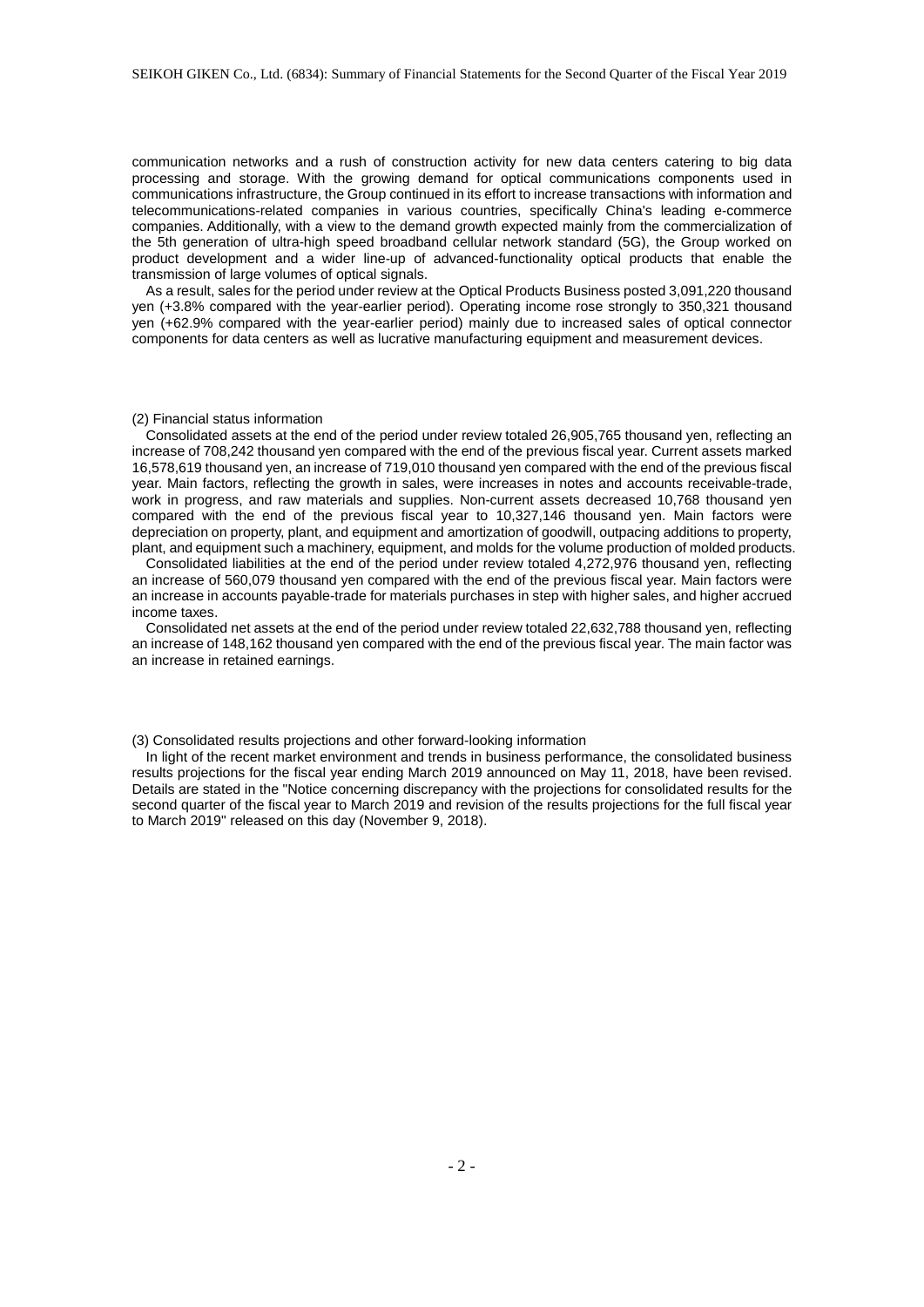communication networks and a rush of construction activity for new data centers catering to big data processing and storage. With the growing demand for optical communications components used in communications infrastructure, the Group continued in its effort to increase transactions with information and telecommunications-related companies in various countries, specifically China's leading e-commerce companies. Additionally, with a view to the demand growth expected mainly from the commercialization of the 5th generation of ultra-high speed broadband cellular network standard (5G), the Group worked on product development and a wider line-up of advanced-functionality optical products that enable the transmission of large volumes of optical signals.

As a result, sales for the period under review at the Optical Products Business posted 3,091,220 thousand yen (+3.8% compared with the year-earlier period). Operating income rose strongly to 350,321 thousand yen (+62.9% compared with the year-earlier period) mainly due to increased sales of optical connector components for data centers as well as lucrative manufacturing equipment and measurement devices.

(2) Financial status information

Consolidated assets at the end of the period under review totaled 26,905,765 thousand yen, reflecting an increase of 708,242 thousand yen compared with the end of the previous fiscal year. Current assets marked 16,578,619 thousand yen, an increase of 719,010 thousand yen compared with the end of the previous fiscal year. Main factors, reflecting the growth in sales, were increases in notes and accounts receivable-trade, work in progress, and raw materials and supplies. Non-current assets decreased 10,768 thousand yen compared with the end of the previous fiscal year to 10,327,146 thousand yen. Main factors were depreciation on property, plant, and equipment and amortization of goodwill, outpacing additions to property, plant, and equipment such a machinery, equipment, and molds for the volume production of molded products.

Consolidated liabilities at the end of the period under review totaled 4,272,976 thousand yen, reflecting an increase of 560,079 thousand yen compared with the end of the previous fiscal year. Main factors were an increase in accounts payable-trade for materials purchases in step with higher sales, and higher accrued income taxes.

Consolidated net assets at the end of the period under review totaled 22,632,788 thousand yen, reflecting an increase of 148,162 thousand yen compared with the end of the previous fiscal year. The main factor was an increase in retained earnings.

(3) Consolidated results projections and other forward-looking information

In light of the recent market environment and trends in business performance, the consolidated business results projections for the fiscal year ending March 2019 announced on May 11, 2018, have been revised. Details are stated in the "Notice concerning discrepancy with the projections for consolidated results for the second quarter of the fiscal year to March 2019 and revision of the results projections for the full fiscal year to March 2019" released on this day (November 9, 2018).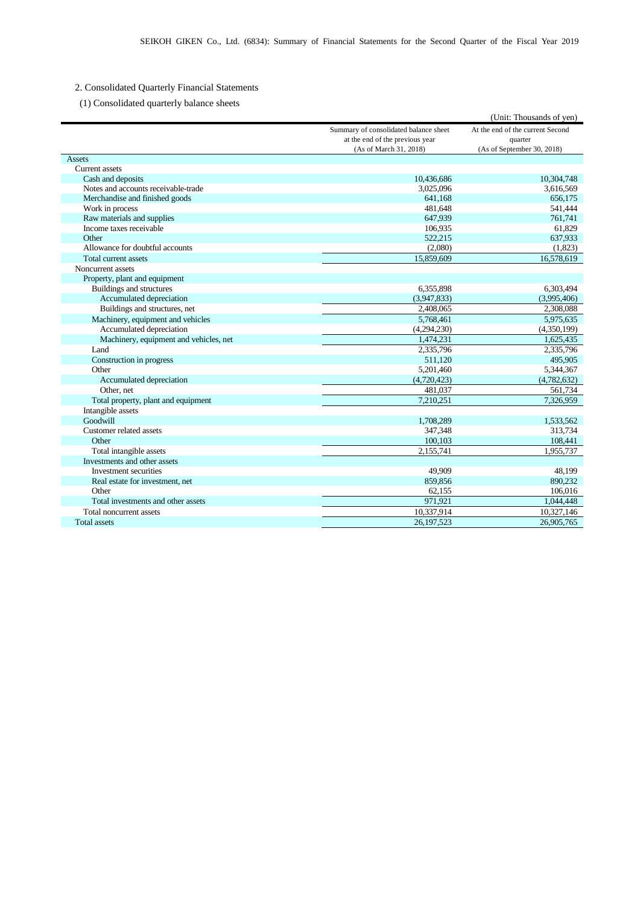## 2. Consolidated Quarterly Financial Statements

### (1) Consolidated quarterly balance sheets

(Unit: Thousands of yen)

| | Summary of consolidated balance sheet at the end of the previous year (As of March 31, 2018) | At the end of the current Second quarter (As of September 30, 2018) |
|---|---|---|
| Assets | | |
| Current assets | | |
| Cash and deposits | 10,436,686 | 10,304,748 |
| Notes and accounts receivable-trade | 3,025,096 | 3,616,569 |
| Merchandise and finished goods | 641,168 | 656,175 |
| Work in process | 481,648 | 541,444 |
| Raw materials and supplies | 647,939 | 761,741 |
| Income taxes receivable | 106,935 | 61,829 |
| Other | 522,215 | 637,933 |
| Allowance for doubtful accounts | (2,080) | (1,823) |
| Total current assets | 15,859,609 | 16,578,619 |
| Noncurrent assets | | |
| Property, plant and equipment | | |
| Buildings and structures | 6,355,898 | 6,303,494 |
| Accumulated depreciation | (3,947,833) | (3,995,406) |
| Buildings and structures, net | 2,408,065 | 2,308,088 |
| Machinery, equipment and vehicles | 5,768,461 | 5,975,635 |
| Accumulated depreciation | (4,294,230) | (4,350,199) |
| Machinery, equipment and vehicles, net | 1,474,231 | 1,625,435 |
| Land | 2,335,796 | 2,335,796 |
| Construction in progress | 511,120 | 495,905 |
| Other | 5,201,460 | 5,344,367 |
| Accumulated depreciation | (4,720,423) | (4,782,632) |
| Other, net | 481,037 | 561,734 |
| Total property, plant and equipment | 7,210,251 | 7,326,959 |
| Intangible assets | | |
| Goodwill | 1,708,289 | 1,533,562 |
| Customer related assets | 347,348 | 313,734 |
| Other | 100,103 | 108,441 |
| Total intangible assets | 2,155,741 | 1,955,737 |
| Investments and other assets | | |
| Investment securities | 49,909 | 48,199 |
| Real estate for investment, net | 859,856 | 890,232 |
| Other | 62,155 | 106,016 |
| Total investments and other assets | 971,921 | 1,044,448 |
| Total noncurrent assets | 10,337,914 | 10,327,146 |
| Total assets | 26,197,523 | 26,905,765 |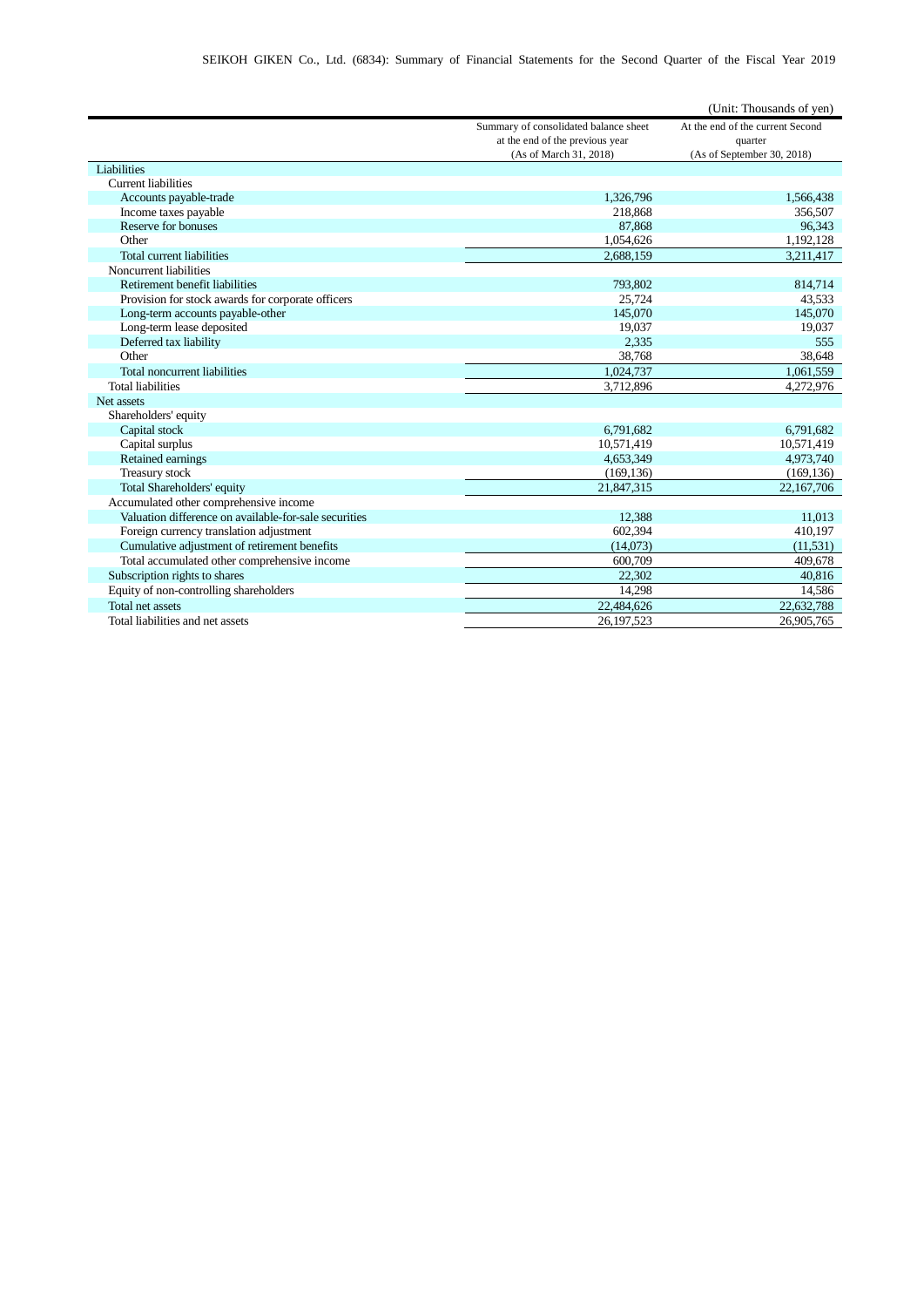(Unit: Thousands of yen)

| | Summary of consolidated balance sheet at the end of the previous year (As of March 31, 2018) | At the end of the current Second quarter (As of September 30, 2018) |
|---|---|---|
| Liabilities | | |
| Current liabilities | | |
| Accounts payable-trade | 1,326,796 | 1,566,438 |
| Income taxes payable | 218,868 | 356,507 |
| Reserve for bonuses | 87,868 | 96,343 |
| Other | 1,054,626 | 1,192,128 |
| Total current liabilities | 2,688,159 | 3,211,417 |
| Noncurrent liabilities | | |
| Retirement benefit liabilities | 793,802 | 814,714 |
| Provision for stock awards for corporate officers | 25,724 | 43,533 |
| Long-term accounts payable-other | 145,070 | 145,070 |
| Long-term lease deposited | 19,037 | 19,037 |
| Deferred tax liability | 2,335 | 555 |
| Other | 38,768 | 38,648 |
| Total noncurrent liabilities | 1,024,737 | 1,061,559 |
| Total liabilities | 3,712,896 | 4,272,976 |
| Net assets | | |
| Shareholders' equity | | |
| Capital stock | 6,791,682 | 6,791,682 |
| Capital surplus | 10,571,419 | 10,571,419 |
| Retained earnings | 4,653,349 | 4,973,740 |
| Treasury stock | (169,136) | (169,136) |
| Total Shareholders' equity | 21,847,315 | 22,167,706 |
| Accumulated other comprehensive income | | |
| Valuation difference on available-for-sale securities | 12,388 | 11,013 |
| Foreign currency translation adjustment | 602,394 | 410,197 |
| Cumulative adjustment of retirement benefits | (14,073) | (11,531) |
| Total accumulated other comprehensive income | 600,709 | 409,678 |
| Subscription rights to shares | 22,302 | 40,816 |
| Equity of non-controlling shareholders | 14,298 | 14,586 |
| Total net assets | 22,484,626 | 22,632,788 |
| Total liabilities and net assets | 26,197,523 | 26,905,765 |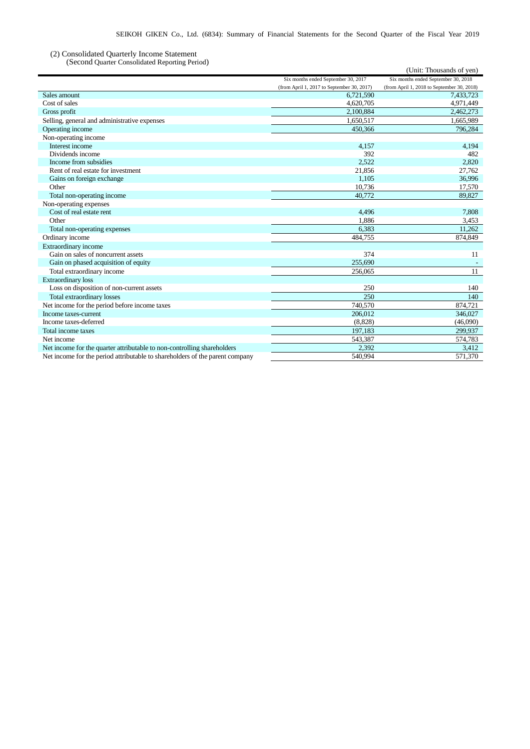(2) Consolidated Quarterly Income Statement

(Second Quarter Consolidated Reporting Period)

(Unit: Thousands of yen)

| | Six months ended September 30, 2017 (from April 1, 2017 to September 30, 2017) | Six months ended September 30, 2018 (from April 1, 2018 to September 30, 2018) |
|---|---|---|
| Sales amount | 6,721,590 | 7,433,723 |
| Cost of sales | 4,620,705 | 4,971,449 |
| Gross profit | 2,100,884 | 2,462,273 |
| Selling, general and administrative expenses | 1,650,517 | 1,665,989 |
| Operating income | 450,366 | 796,284 |
| Non-operating income | | |
| Interest income | 4,157 | 4,194 |
| Dividends income | 392 | 482 |
| Income from subsidies | 2,522 | 2,820 |
| Rent of real estate for investment | 21,856 | 27,762 |
| Gains on foreign exchange | 1,105 | 36,996 |
| Other | 10,736 | 17,570 |
| Total non-operating income | 40,772 | 89,827 |
| Non-operating expenses | | |
| Cost of real estate rent | 4,496 | 7,808 |
| Other | 1,886 | 3,453 |
| Total non-operating expenses | 6,383 | 11,262 |
| Ordinary income | 484,755 | 874,849 |
| Extraordinary income | | |
| Gain on sales of noncurrent assets | 374 | 11 |
| Gain on phased acquisition of equity | 255,690 | - |
| Total extraordinary income | 256,065 | 11 |
| Extraordinary loss | | |
| Loss on disposition of non-current assets | 250 | 140 |
| Total extraordinary losses | 250 | 140 |
| Net income for the period before income taxes | 740,570 | 874,721 |
| Income taxes-current | 206,012 | 346,027 |
| Income taxes-deferred | (8,828) | (46,090) |
| Total income taxes | 197,183 | 299,937 |
| Net income | 543,387 | 574,783 |
| Net income for the quarter attributable to non-controlling shareholders | 2,392 | 3,412 |
| Net income for the period attributable to shareholders of the parent company | 540,994 | 571,370 |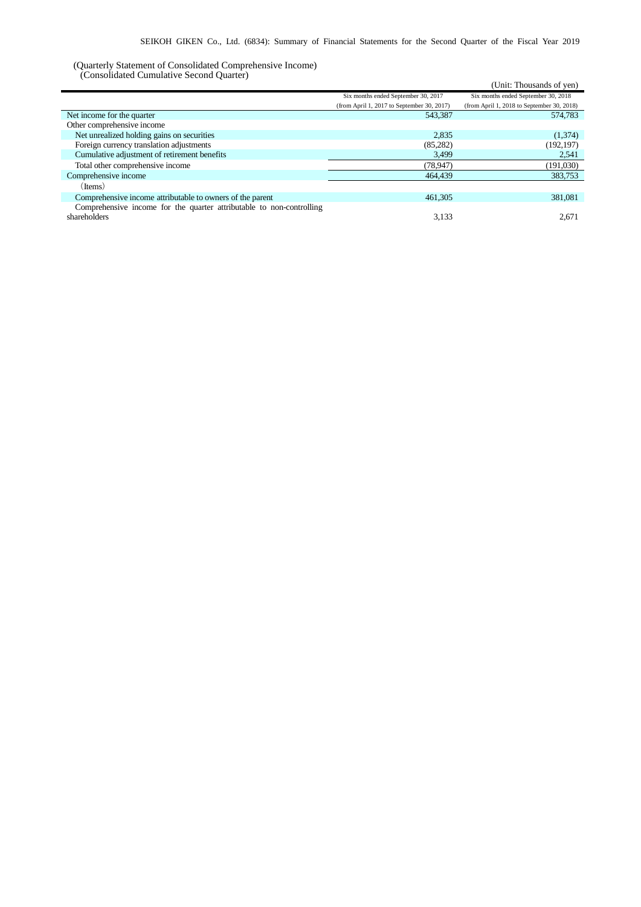(Quarterly Statement of Consolidated Comprehensive Income)
(Consolidated Cumulative Second Quarter)

(Unit: Thousands of yen)

| | Six months ended September 30, 2017 (from April 1, 2017 to September 30, 2017) | Six months ended September 30, 2018 (from April 1, 2018 to September 30, 2018) |
|---|---|---|
| Net income for the quarter | 543,387 | 574,783 |
| Other comprehensive income | | |
| Net unrealized holding gains on securities | 2,835 | (1,374) |
| Foreign currency translation adjustments | (85,282) | (192,197) |
| Cumulative adjustment of retirement benefits | 3,499 | 2,541 |
| Total other comprehensive income | (78,947) | (191,030) |
| Comprehensive income | 464,439 | 383,753 |
| (Items) | | |
| Comprehensive income attributable to owners of the parent | 461,305 | 381,081 |
| Comprehensive income for the quarter attributable to non-controlling shareholders | 3,133 | 2,671 |